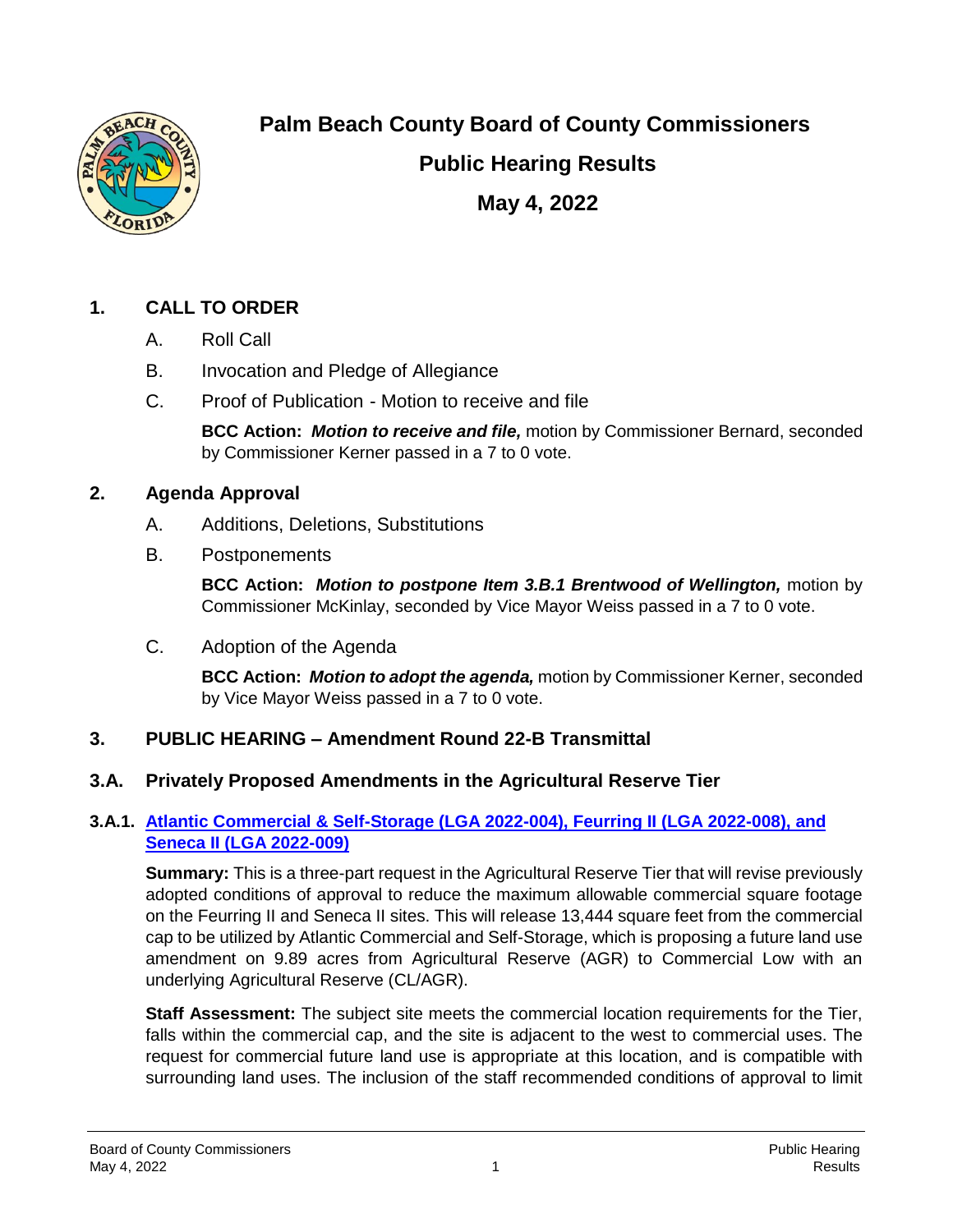# Palm Beach County Board of County Commissioners

## Public Hearing Results

## May 4, 2022

### 1. CALL TO ORDER

A. Roll Call

B. Invocation and Pledge of Allegiance

C. Proof of Publication - Motion to receive and file

**BCC Action:** ***Motion to receive and file,*** motion by Commissioner Bernard, seconded by Commissioner Kerner passed in a 7 to 0 vote.

### 2. Agenda Approval

A. Additions, Deletions, Substitutions

B. Postponements

**BCC Action:** ***Motion to postpone Item 3.B.1 Brentwood of Wellington,*** motion by Commissioner McKinlay, seconded by Vice Mayor Weiss passed in a 7 to 0 vote.

C. Adoption of the Agenda

**BCC Action:** ***Motion to adopt the agenda,*** motion by Commissioner Kerner, seconded by Vice Mayor Weiss passed in a 7 to 0 vote.

### 3. PUBLIC HEARING – Amendment Round 22-B Transmittal

### 3.A. Privately Proposed Amendments in the Agricultural Reserve Tier

#### 3.A.1. Atlantic Commercial & Self-Storage (LGA 2022-004), Feurring II (LGA 2022-008), and Seneca II (LGA 2022-009)

**Summary:** This is a three-part request in the Agricultural Reserve Tier that will revise previously adopted conditions of approval to reduce the maximum allowable commercial square footage on the Feurring II and Seneca II sites. This will release 13,444 square feet from the commercial cap to be utilized by Atlantic Commercial and Self-Storage, which is proposing a future land use amendment on 9.89 acres from Agricultural Reserve (AGR) to Commercial Low with an underlying Agricultural Reserve (CL/AGR).

**Staff Assessment:** The subject site meets the commercial location requirements for the Tier, falls within the commercial cap, and the site is adjacent to the west to commercial uses. The request for commercial future land use is appropriate at this location, and is compatible with surrounding land uses. The inclusion of the staff recommended conditions of approval to limit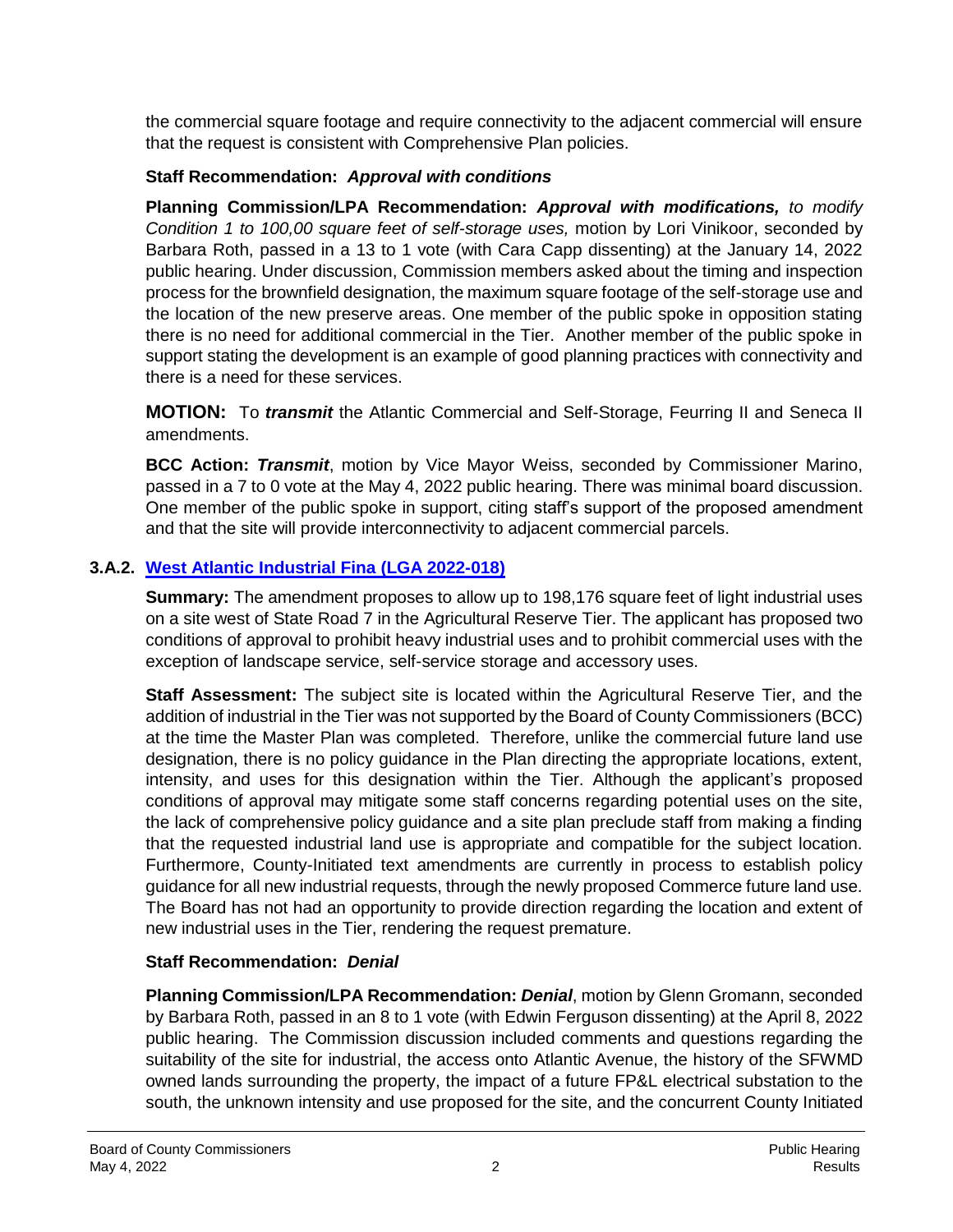the commercial square footage and require connectivity to the adjacent commercial will ensure that the request is consistent with Comprehensive Plan policies.

**Staff Recommendation:** ***Approval with conditions***

**Planning Commission/LPA Recommendation:** ***Approval with modifications,*** *to modify Condition 1 to 100,00 square feet of self-storage uses,* motion by Lori Vinikoor, seconded by Barbara Roth, passed in a 13 to 1 vote (with Cara Capp dissenting) at the January 14, 2022 public hearing. Under discussion, Commission members asked about the timing and inspection process for the brownfield designation, the maximum square footage of the self-storage use and the location of the new preserve areas. One member of the public spoke in opposition stating there is no need for additional commercial in the Tier. Another member of the public spoke in support stating the development is an example of good planning practices with connectivity and there is a need for these services.

**MOTION:** To ***transmit*** the Atlantic Commercial and Self-Storage, Feurring II and Seneca II amendments.

**BCC Action:** ***Transmit***, motion by Vice Mayor Weiss, seconded by Commissioner Marino, passed in a 7 to 0 vote at the May 4, 2022 public hearing. There was minimal board discussion. One member of the public spoke in support, citing staff's support of the proposed amendment and that the site will provide interconnectivity to adjacent commercial parcels.

### 3.A.2. West Atlantic Industrial Fina (LGA 2022-018)

**Summary:** The amendment proposes to allow up to 198,176 square feet of light industrial uses on a site west of State Road 7 in the Agricultural Reserve Tier. The applicant has proposed two conditions of approval to prohibit heavy industrial uses and to prohibit commercial uses with the exception of landscape service, self-service storage and accessory uses.

**Staff Assessment:** The subject site is located within the Agricultural Reserve Tier, and the addition of industrial in the Tier was not supported by the Board of County Commissioners (BCC) at the time the Master Plan was completed. Therefore, unlike the commercial future land use designation, there is no policy guidance in the Plan directing the appropriate locations, extent, intensity, and uses for this designation within the Tier. Although the applicant's proposed conditions of approval may mitigate some staff concerns regarding potential uses on the site, the lack of comprehensive policy guidance and a site plan preclude staff from making a finding that the requested industrial land use is appropriate and compatible for the subject location. Furthermore, County-Initiated text amendments are currently in process to establish policy guidance for all new industrial requests, through the newly proposed Commerce future land use. The Board has not had an opportunity to provide direction regarding the location and extent of new industrial uses in the Tier, rendering the request premature.

**Staff Recommendation:** ***Denial***

**Planning Commission/LPA Recommendation:** ***Denial***, motion by Glenn Gromann, seconded by Barbara Roth, passed in an 8 to 1 vote (with Edwin Ferguson dissenting) at the April 8, 2022 public hearing. The Commission discussion included comments and questions regarding the suitability of the site for industrial, the access onto Atlantic Avenue, the history of the SFWMD owned lands surrounding the property, the impact of a future FP&L electrical substation to the south, the unknown intensity and use proposed for the site, and the concurrent County Initiated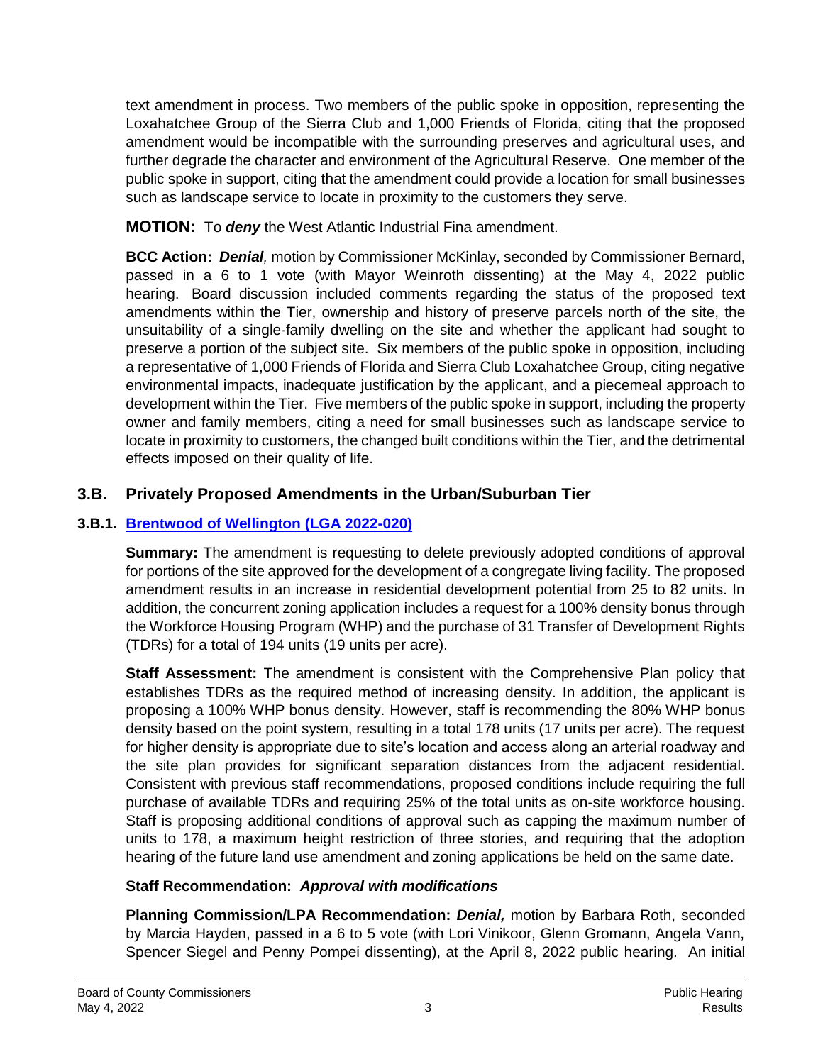text amendment in process. Two members of the public spoke in opposition, representing the Loxahatchee Group of the Sierra Club and 1,000 Friends of Florida, citing that the proposed amendment would be incompatible with the surrounding preserves and agricultural uses, and further degrade the character and environment of the Agricultural Reserve. One member of the public spoke in support, citing that the amendment could provide a location for small businesses such as landscape service to locate in proximity to the customers they serve.

**MOTION:** To ***deny*** the West Atlantic Industrial Fina amendment.

**BCC Action:** ***Denial**,* motion by Commissioner McKinlay, seconded by Commissioner Bernard, passed in a 6 to 1 vote (with Mayor Weinroth dissenting) at the May 4, 2022 public hearing. Board discussion included comments regarding the status of the proposed text amendments within the Tier, ownership and history of preserve parcels north of the site, the unsuitability of a single-family dwelling on the site and whether the applicant had sought to preserve a portion of the subject site. Six members of the public spoke in opposition, including a representative of 1,000 Friends of Florida and Sierra Club Loxahatchee Group, citing negative environmental impacts, inadequate justification by the applicant, and a piecemeal approach to development within the Tier. Five members of the public spoke in support, including the property owner and family members, citing a need for small businesses such as landscape service to locate in proximity to customers, the changed built conditions within the Tier, and the detrimental effects imposed on their quality of life.

## 3.B. Privately Proposed Amendments in the Urban/Suburban Tier

### 3.B.1. Brentwood of Wellington (LGA 2022-020)

**Summary:** The amendment is requesting to delete previously adopted conditions of approval for portions of the site approved for the development of a congregate living facility. The proposed amendment results in an increase in residential development potential from 25 to 82 units. In addition, the concurrent zoning application includes a request for a 100% density bonus through the Workforce Housing Program (WHP) and the purchase of 31 Transfer of Development Rights (TDRs) for a total of 194 units (19 units per acre).

**Staff Assessment:** The amendment is consistent with the Comprehensive Plan policy that establishes TDRs as the required method of increasing density. In addition, the applicant is proposing a 100% WHP bonus density. However, staff is recommending the 80% WHP bonus density based on the point system, resulting in a total 178 units (17 units per acre). The request for higher density is appropriate due to site's location and access along an arterial roadway and the site plan provides for significant separation distances from the adjacent residential. Consistent with previous staff recommendations, proposed conditions include requiring the full purchase of available TDRs and requiring 25% of the total units as on-site workforce housing. Staff is proposing additional conditions of approval such as capping the maximum number of units to 178, a maximum height restriction of three stories, and requiring that the adoption hearing of the future land use amendment and zoning applications be held on the same date.

**Staff Recommendation:** ***Approval with modifications***

**Planning Commission/LPA Recommendation:** ***Denial,*** motion by Barbara Roth, seconded by Marcia Hayden, passed in a 6 to 5 vote (with Lori Vinikoor, Glenn Gromann, Angela Vann, Spencer Siegel and Penny Pompei dissenting), at the April 8, 2022 public hearing. An initial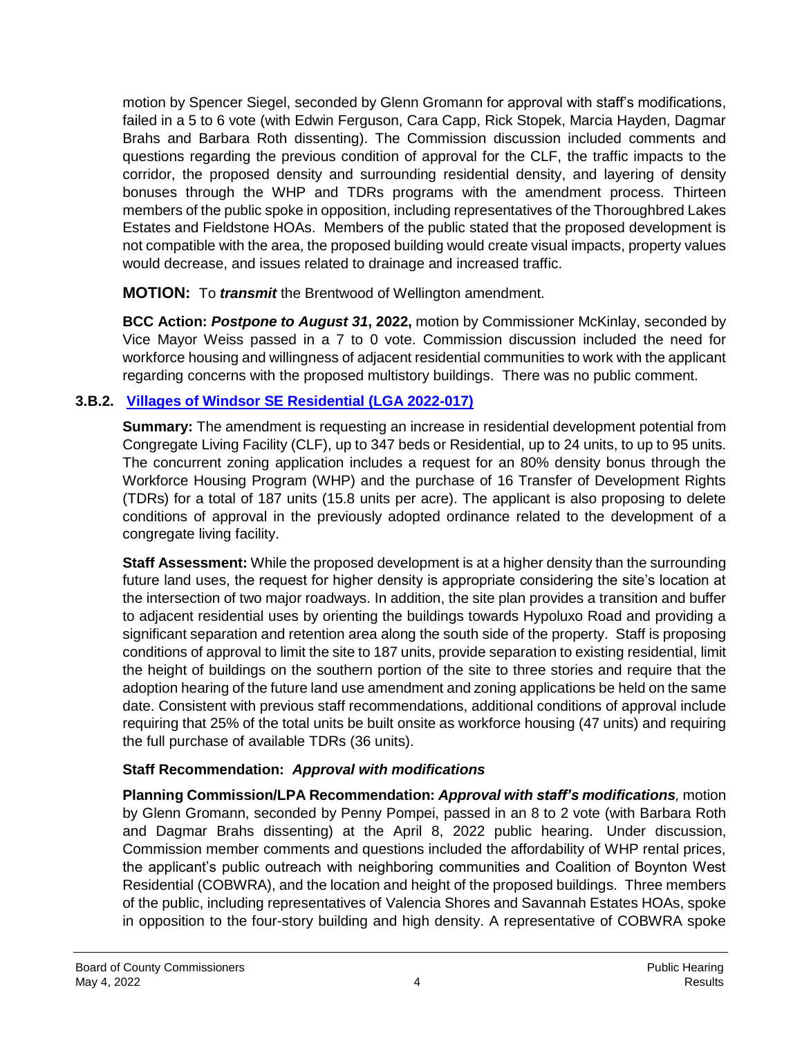motion by Spencer Siegel, seconded by Glenn Gromann for approval with staff's modifications, failed in a 5 to 6 vote (with Edwin Ferguson, Cara Capp, Rick Stopek, Marcia Hayden, Dagmar Brahs and Barbara Roth dissenting). The Commission discussion included comments and questions regarding the previous condition of approval for the CLF, the traffic impacts to the corridor, the proposed density and surrounding residential density, and layering of density bonuses through the WHP and TDRs programs with the amendment process. Thirteen members of the public spoke in opposition, including representatives of the Thoroughbred Lakes Estates and Fieldstone HOAs. Members of the public stated that the proposed development is not compatible with the area, the proposed building would create visual impacts, property values would decrease, and issues related to drainage and increased traffic.

**MOTION:** To ***transmit*** the Brentwood of Wellington amendment.

**BCC Action:** ***Postpone to August 31*, 2022,** motion by Commissioner McKinlay, seconded by Vice Mayor Weiss passed in a 7 to 0 vote. Commission discussion included the need for workforce housing and willingness of adjacent residential communities to work with the applicant regarding concerns with the proposed multistory buildings. There was no public comment.

### 3.B.2. Villages of Windsor SE Residential (LGA 2022-017)

**Summary:** The amendment is requesting an increase in residential development potential from Congregate Living Facility (CLF), up to 347 beds or Residential, up to 24 units, to up to 95 units. The concurrent zoning application includes a request for an 80% density bonus through the Workforce Housing Program (WHP) and the purchase of 16 Transfer of Development Rights (TDRs) for a total of 187 units (15.8 units per acre). The applicant is also proposing to delete conditions of approval in the previously adopted ordinance related to the development of a congregate living facility.

**Staff Assessment:** While the proposed development is at a higher density than the surrounding future land uses, the request for higher density is appropriate considering the site's location at the intersection of two major roadways. In addition, the site plan provides a transition and buffer to adjacent residential uses by orienting the buildings towards Hypoluxo Road and providing a significant separation and retention area along the south side of the property. Staff is proposing conditions of approval to limit the site to 187 units, provide separation to existing residential, limit the height of buildings on the southern portion of the site to three stories and require that the adoption hearing of the future land use amendment and zoning applications be held on the same date. Consistent with previous staff recommendations, additional conditions of approval include requiring that 25% of the total units be built onsite as workforce housing (47 units) and requiring the full purchase of available TDRs (36 units).

**Staff Recommendation:** ***Approval with modifications***

**Planning Commission/LPA Recommendation:** ***Approval with staff's modifications,*** motion by Glenn Gromann, seconded by Penny Pompei, passed in an 8 to 2 vote (with Barbara Roth and Dagmar Brahs dissenting) at the April 8, 2022 public hearing. Under discussion, Commission member comments and questions included the affordability of WHP rental prices, the applicant's public outreach with neighboring communities and Coalition of Boynton West Residential (COBWRA), and the location and height of the proposed buildings. Three members of the public, including representatives of Valencia Shores and Savannah Estates HOAs, spoke in opposition to the four-story building and high density. A representative of COBWRA spoke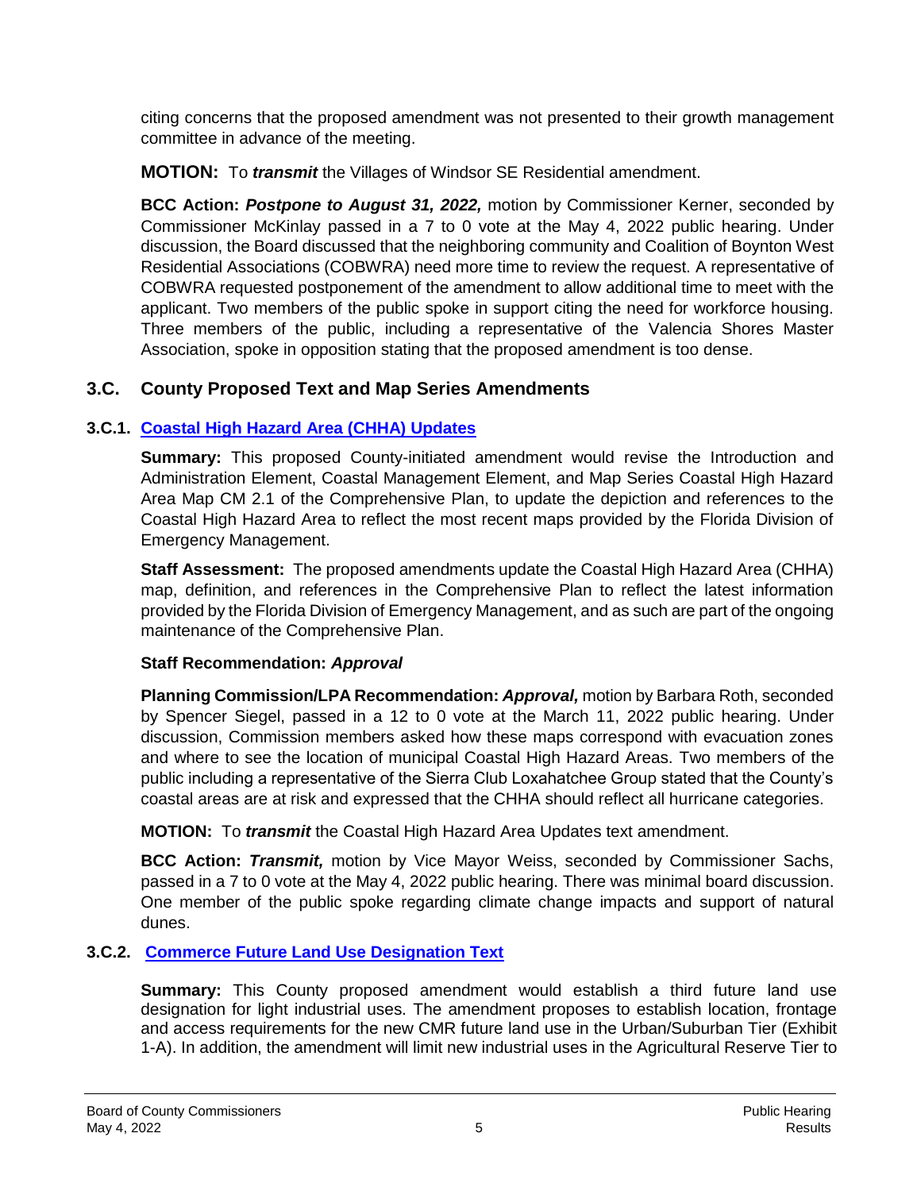citing concerns that the proposed amendment was not presented to their growth management committee in advance of the meeting.

**MOTION:** To ***transmit*** the Villages of Windsor SE Residential amendment.

**BCC Action:** ***Postpone to August 31, 2022,*** motion by Commissioner Kerner, seconded by Commissioner McKinlay passed in a 7 to 0 vote at the May 4, 2022 public hearing. Under discussion, the Board discussed that the neighboring community and Coalition of Boynton West Residential Associations (COBWRA) need more time to review the request. A representative of COBWRA requested postponement of the amendment to allow additional time to meet with the applicant. Two members of the public spoke in support citing the need for workforce housing. Three members of the public, including a representative of the Valencia Shores Master Association, spoke in opposition stating that the proposed amendment is too dense.

## 3.C. County Proposed Text and Map Series Amendments

### 3.C.1. Coastal High Hazard Area (CHHA) Updates

**Summary:** This proposed County-initiated amendment would revise the Introduction and Administration Element, Coastal Management Element, and Map Series Coastal High Hazard Area Map CM 2.1 of the Comprehensive Plan, to update the depiction and references to the Coastal High Hazard Area to reflect the most recent maps provided by the Florida Division of Emergency Management.

**Staff Assessment:** The proposed amendments update the Coastal High Hazard Area (CHHA) map, definition, and references in the Comprehensive Plan to reflect the latest information provided by the Florida Division of Emergency Management, and as such are part of the ongoing maintenance of the Comprehensive Plan.

**Staff Recommendation:** ***Approval***

**Planning Commission/LPA Recommendation:** ***Approval,*** motion by Barbara Roth, seconded by Spencer Siegel, passed in a 12 to 0 vote at the March 11, 2022 public hearing. Under discussion, Commission members asked how these maps correspond with evacuation zones and where to see the location of municipal Coastal High Hazard Areas. Two members of the public including a representative of the Sierra Club Loxahatchee Group stated that the County's coastal areas are at risk and expressed that the CHHA should reflect all hurricane categories.

**MOTION:** To ***transmit*** the Coastal High Hazard Area Updates text amendment.

**BCC Action:** ***Transmit,*** motion by Vice Mayor Weiss, seconded by Commissioner Sachs, passed in a 7 to 0 vote at the May 4, 2022 public hearing. There was minimal board discussion. One member of the public spoke regarding climate change impacts and support of natural dunes.

### 3.C.2. Commerce Future Land Use Designation Text

**Summary:** This County proposed amendment would establish a third future land use designation for light industrial uses. The amendment proposes to establish location, frontage and access requirements for the new CMR future land use in the Urban/Suburban Tier (Exhibit 1-A). In addition, the amendment will limit new industrial uses in the Agricultural Reserve Tier to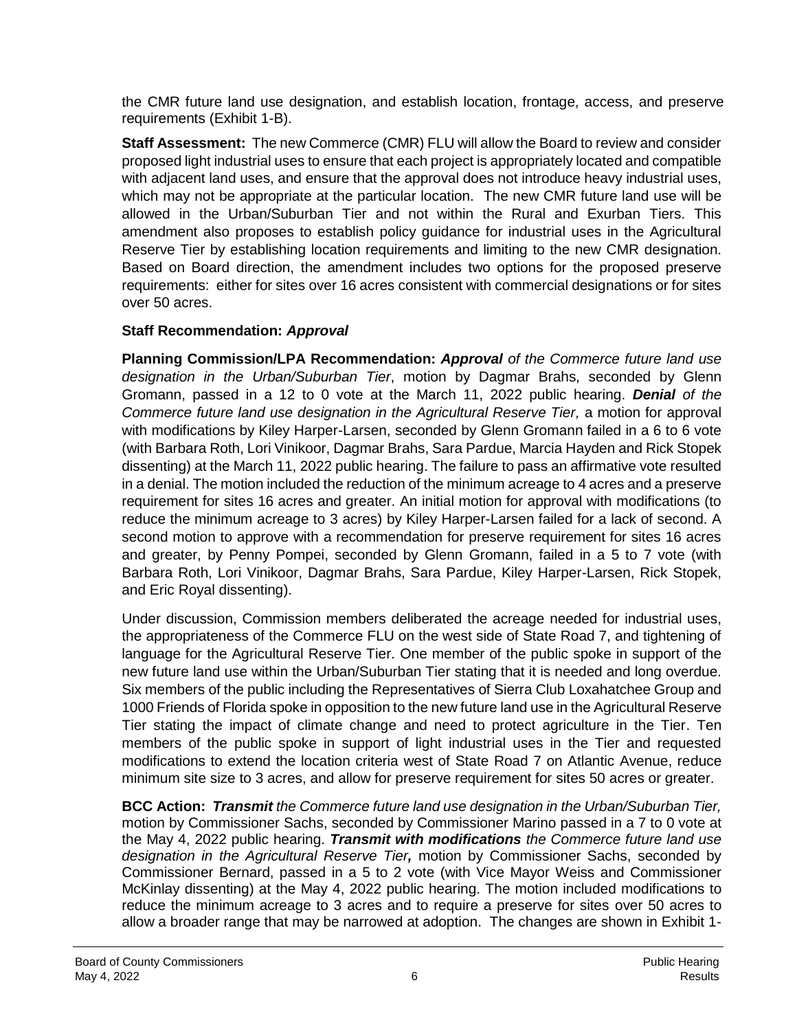the CMR future land use designation, and establish location, frontage, access, and preserve requirements (Exhibit 1-B).

**Staff Assessment:** The new Commerce (CMR) FLU will allow the Board to review and consider proposed light industrial uses to ensure that each project is appropriately located and compatible with adjacent land uses, and ensure that the approval does not introduce heavy industrial uses, which may not be appropriate at the particular location. The new CMR future land use will be allowed in the Urban/Suburban Tier and not within the Rural and Exurban Tiers. This amendment also proposes to establish policy guidance for industrial uses in the Agricultural Reserve Tier by establishing location requirements and limiting to the new CMR designation. Based on Board direction, the amendment includes two options for the proposed preserve requirements: either for sites over 16 acres consistent with commercial designations or for sites over 50 acres.

**Staff Recommendation:** ***Approval***

**Planning Commission/LPA Recommendation:** ***Approval*** *of the Commerce future land use designation in the Urban/Suburban Tier*, motion by Dagmar Brahs, seconded by Glenn Gromann, passed in a 12 to 0 vote at the March 11, 2022 public hearing. ***Denial*** *of the Commerce future land use designation in the Agricultural Reserve Tier,* a motion for approval with modifications by Kiley Harper-Larsen, seconded by Glenn Gromann failed in a 6 to 6 vote (with Barbara Roth, Lori Vinikoor, Dagmar Brahs, Sara Pardue, Marcia Hayden and Rick Stopek dissenting) at the March 11, 2022 public hearing. The failure to pass an affirmative vote resulted in a denial. The motion included the reduction of the minimum acreage to 4 acres and a preserve requirement for sites 16 acres and greater. An initial motion for approval with modifications (to reduce the minimum acreage to 3 acres) by Kiley Harper-Larsen failed for a lack of second. A second motion to approve with a recommendation for preserve requirement for sites 16 acres and greater, by Penny Pompei, seconded by Glenn Gromann, failed in a 5 to 7 vote (with Barbara Roth, Lori Vinikoor, Dagmar Brahs, Sara Pardue, Kiley Harper-Larsen, Rick Stopek, and Eric Royal dissenting).

Under discussion, Commission members deliberated the acreage needed for industrial uses, the appropriateness of the Commerce FLU on the west side of State Road 7, and tightening of language for the Agricultural Reserve Tier. One member of the public spoke in support of the new future land use within the Urban/Suburban Tier stating that it is needed and long overdue. Six members of the public including the Representatives of Sierra Club Loxahatchee Group and 1000 Friends of Florida spoke in opposition to the new future land use in the Agricultural Reserve Tier stating the impact of climate change and need to protect agriculture in the Tier. Ten members of the public spoke in support of light industrial uses in the Tier and requested modifications to extend the location criteria west of State Road 7 on Atlantic Avenue, reduce minimum site size to 3 acres, and allow for preserve requirement for sites 50 acres or greater.

**BCC Action:** ***Transmit*** *the Commerce future land use designation in the Urban/Suburban Tier,* motion by Commissioner Sachs, seconded by Commissioner Marino passed in a 7 to 0 vote at the May 4, 2022 public hearing. ***Transmit with modifications*** *the Commerce future land use designation in the Agricultural Reserve Tier,* motion by Commissioner Sachs, seconded by Commissioner Bernard, passed in a 5 to 2 vote (with Vice Mayor Weiss and Commissioner McKinlay dissenting) at the May 4, 2022 public hearing. The motion included modifications to reduce the minimum acreage to 3 acres and to require a preserve for sites over 50 acres to allow a broader range that may be narrowed at adoption. The changes are shown in Exhibit 1-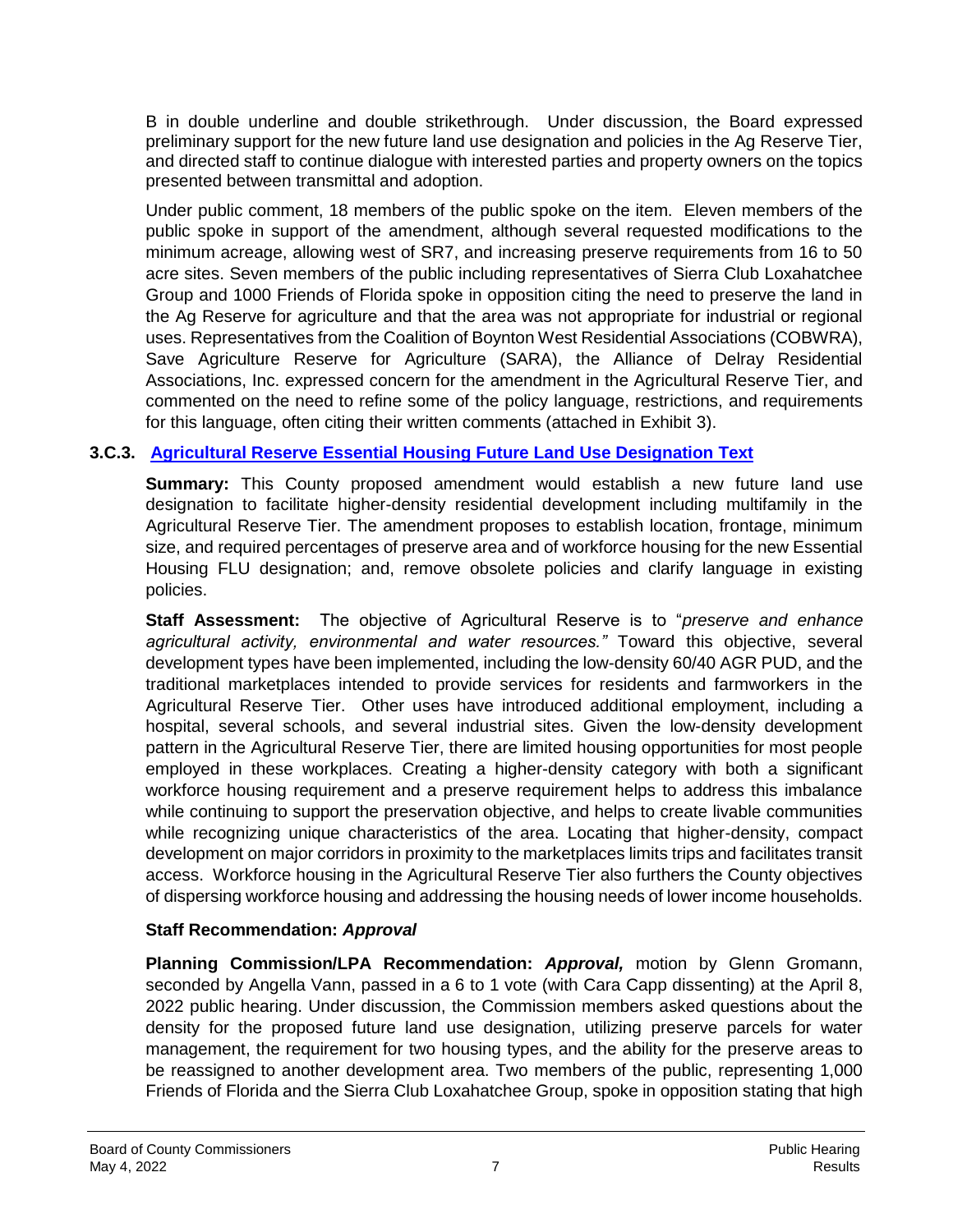B in double underline and double strikethrough. Under discussion, the Board expressed preliminary support for the new future land use designation and policies in the Ag Reserve Tier, and directed staff to continue dialogue with interested parties and property owners on the topics presented between transmittal and adoption.

Under public comment, 18 members of the public spoke on the item. Eleven members of the public spoke in support of the amendment, although several requested modifications to the minimum acreage, allowing west of SR7, and increasing preserve requirements from 16 to 50 acre sites. Seven members of the public including representatives of Sierra Club Loxahatchee Group and 1000 Friends of Florida spoke in opposition citing the need to preserve the land in the Ag Reserve for agriculture and that the area was not appropriate for industrial or regional uses. Representatives from the Coalition of Boynton West Residential Associations (COBWRA), Save Agriculture Reserve for Agriculture (SARA), the Alliance of Delray Residential Associations, Inc. expressed concern for the amendment in the Agricultural Reserve Tier, and commented on the need to refine some of the policy language, restrictions, and requirements for this language, often citing their written comments (attached in Exhibit 3).

### 3.C.3. Agricultural Reserve Essential Housing Future Land Use Designation Text

**Summary:** This County proposed amendment would establish a new future land use designation to facilitate higher-density residential development including multifamily in the Agricultural Reserve Tier. The amendment proposes to establish location, frontage, minimum size, and required percentages of preserve area and of workforce housing for the new Essential Housing FLU designation; and, remove obsolete policies and clarify language in existing policies.

**Staff Assessment:** The objective of Agricultural Reserve is to "*preserve and enhance agricultural activity, environmental and water resources.*" Toward this objective, several development types have been implemented, including the low-density 60/40 AGR PUD, and the traditional marketplaces intended to provide services for residents and farmworkers in the Agricultural Reserve Tier. Other uses have introduced additional employment, including a hospital, several schools, and several industrial sites. Given the low-density development pattern in the Agricultural Reserve Tier, there are limited housing opportunities for most people employed in these workplaces. Creating a higher-density category with both a significant workforce housing requirement and a preserve requirement helps to address this imbalance while continuing to support the preservation objective, and helps to create livable communities while recognizing unique characteristics of the area. Locating that higher-density, compact development on major corridors in proximity to the marketplaces limits trips and facilitates transit access. Workforce housing in the Agricultural Reserve Tier also furthers the County objectives of dispersing workforce housing and addressing the housing needs of lower income households.

**Staff Recommendation:** ***Approval***

**Planning Commission/LPA Recommendation:** ***Approval,*** motion by Glenn Gromann, seconded by Angella Vann, passed in a 6 to 1 vote (with Cara Capp dissenting) at the April 8, 2022 public hearing. Under discussion, the Commission members asked questions about the density for the proposed future land use designation, utilizing preserve parcels for water management, the requirement for two housing types, and the ability for the preserve areas to be reassigned to another development area. Two members of the public, representing 1,000 Friends of Florida and the Sierra Club Loxahatchee Group, spoke in opposition stating that high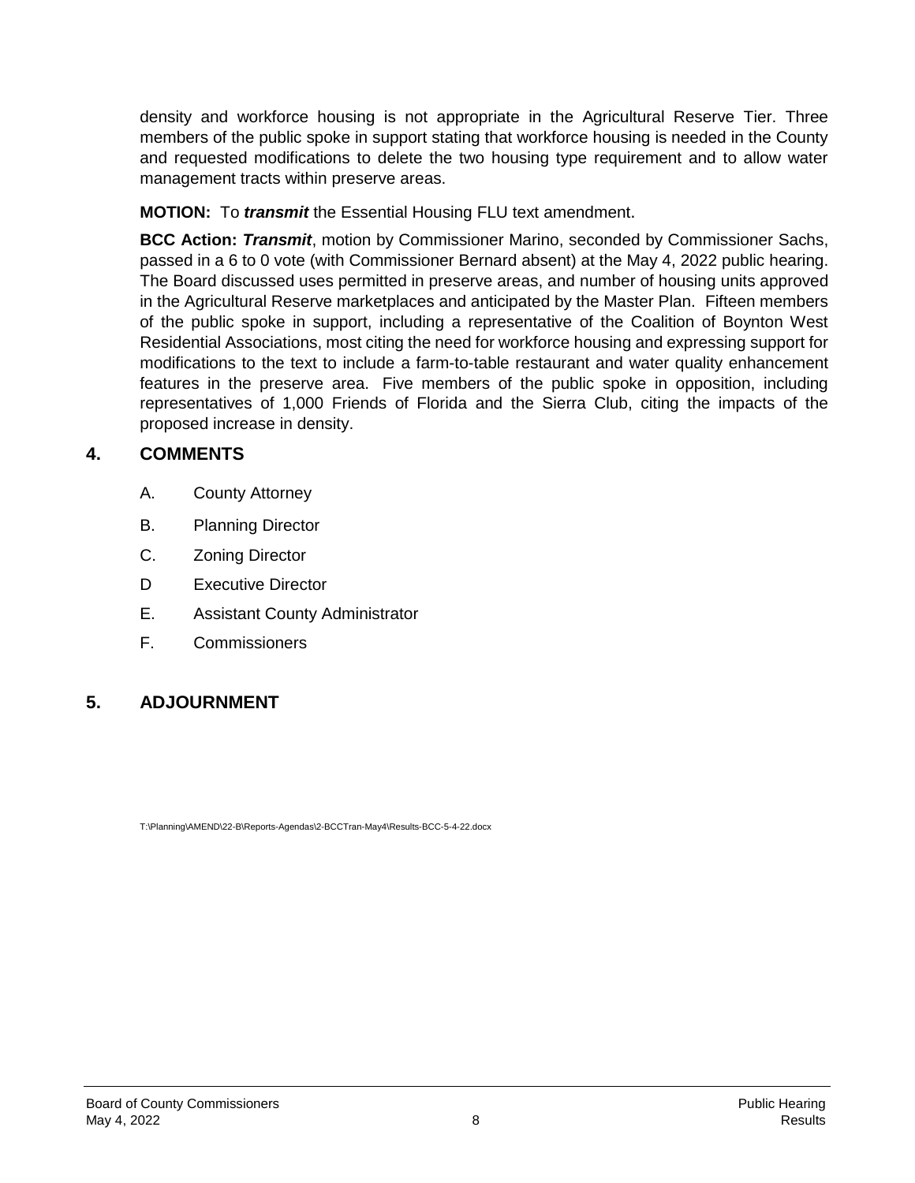density and workforce housing is not appropriate in the Agricultural Reserve Tier. Three members of the public spoke in support stating that workforce housing is needed in the County and requested modifications to delete the two housing type requirement and to allow water management tracts within preserve areas.

**MOTION:** To ***transmit*** the Essential Housing FLU text amendment.

**BCC Action: *Transmit***, motion by Commissioner Marino, seconded by Commissioner Sachs, passed in a 6 to 0 vote (with Commissioner Bernard absent) at the May 4, 2022 public hearing. The Board discussed uses permitted in preserve areas, and number of housing units approved in the Agricultural Reserve marketplaces and anticipated by the Master Plan. Fifteen members of the public spoke in support, including a representative of the Coalition of Boynton West Residential Associations, most citing the need for workforce housing and expressing support for modifications to the text to include a farm-to-table restaurant and water quality enhancement features in the preserve area. Five members of the public spoke in opposition, including representatives of 1,000 Friends of Florida and the Sierra Club, citing the impacts of the proposed increase in density.

## 4. COMMENTS

A. County Attorney

B. Planning Director

C. Zoning Director

D Executive Director

E. Assistant County Administrator

F. Commissioners

## 5. ADJOURNMENT

T:\Planning\AMEND\22-B\Reports-Agendas\2-BCCTran-May4\Results-BCC-5-4-22.docx